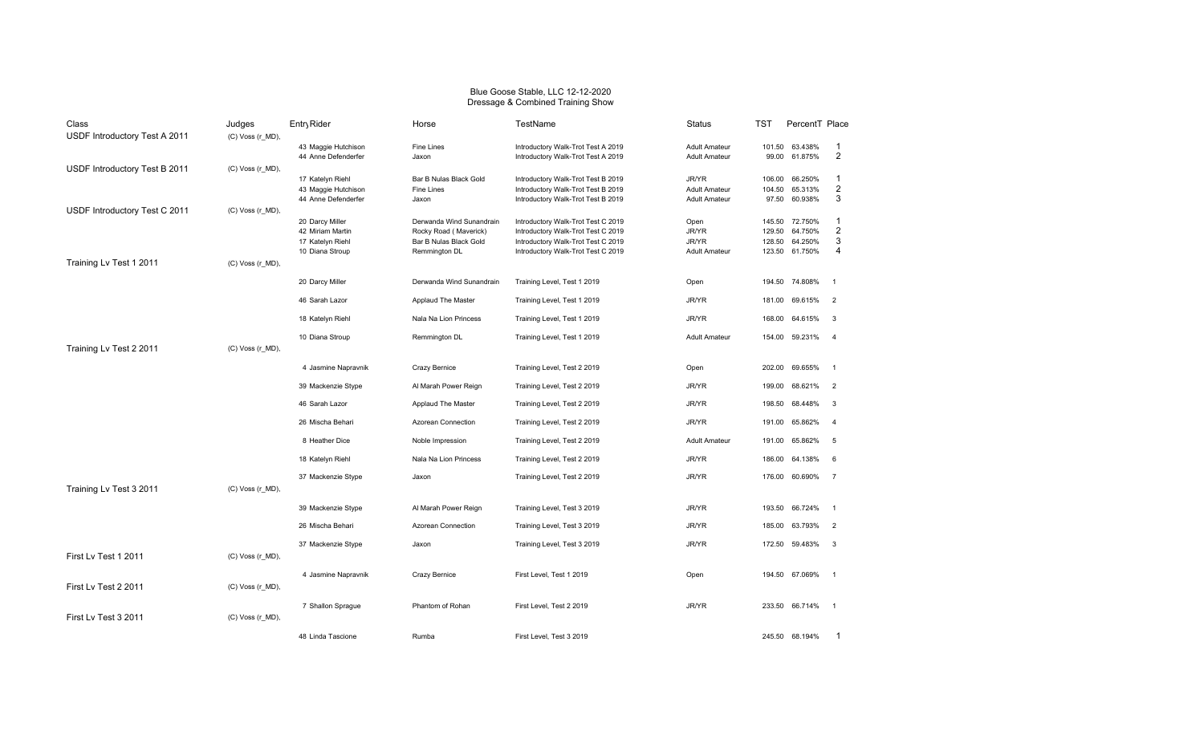# Blue Goose Stable, LLC 12-12-2020
## Dressage & Combined Training Show

| Class | Judges | Entry | Rider | Horse | TestName | Status | TST | PercentT | Place |
|---|---|---|---|---|---|---|---|---|---|
| USDF Introductory Test A 2011 | (C) Voss (r_MD), | | | | | | | | |
| | | 43 | Maggie Hutchison | Fine Lines | Introductory Walk-Trot Test A 2019 | Adult Amateur | 101.50 | 63.438% | 1 |
| | | 44 | Anne Defenderfer | Jaxon | Introductory Walk-Trot Test A 2019 | Adult Amateur | 99.00 | 61.875% | 2 |
| USDF Introductory Test B 2011 | (C) Voss (r_MD), | | | | | | | | |
| | | 17 | Katelyn Riehl | Bar B Nulas Black Gold | Introductory Walk-Trot Test B 2019 | JR/YR | 106.00 | 66.250% | 1 |
| | | 43 | Maggie Hutchison | Fine Lines | Introductory Walk-Trot Test B 2019 | Adult Amateur | 104.50 | 65.313% | 2 |
| | | 44 | Anne Defenderfer | Jaxon | Introductory Walk-Trot Test B 2019 | Adult Amateur | 97.50 | 60.938% | 3 |
| USDF Introductory Test C 2011 | (C) Voss (r_MD), | | | | | | | | |
| | | 20 | Darcy Miller | Derwanda Wind Sunandrain | Introductory Walk-Trot Test C 2019 | Open | 145.50 | 72.750% | 1 |
| | | 42 | Miriam Martin | Rocky Road ( Maverick) | Introductory Walk-Trot Test C 2019 | JR/YR | 129.50 | 64.750% | 2 |
| | | 17 | Katelyn Riehl | Bar B Nulas Black Gold | Introductory Walk-Trot Test C 2019 | JR/YR | 128.50 | 64.250% | 3 |
| | | 10 | Diana Stroup | Remmington DL | Introductory Walk-Trot Test C 2019 | Adult Amateur | 123.50 | 61.750% | 4 |
| Training Lv Test 1 2011 | (C) Voss (r_MD), | | | | | | | | |
| | | 20 | Darcy Miller | Derwanda Wind Sunandrain | Training Level, Test 1 2019 | Open | 194.50 | 74.808% | 1 |
| | | 46 | Sarah Lazor | Applaud The Master | Training Level, Test 1 2019 | JR/YR | 181.00 | 69.615% | 2 |
| | | 18 | Katelyn Riehl | Nala Na Lion Princess | Training Level, Test 1 2019 | JR/YR | 168.00 | 64.615% | 3 |
| | | 10 | Diana Stroup | Remmington DL | Training Level, Test 1 2019 | Adult Amateur | 154.00 | 59.231% | 4 |
| Training Lv Test 2 2011 | (C) Voss (r_MD), | | | | | | | | |
| | | 4 | Jasmine Napravnik | Crazy Bernice | Training Level, Test 2 2019 | Open | 202.00 | 69.655% | 1 |
| | | 39 | Mackenzie Stype | Al Marah Power Reign | Training Level, Test 2 2019 | JR/YR | 199.00 | 68.621% | 2 |
| | | 46 | Sarah Lazor | Applaud The Master | Training Level, Test 2 2019 | JR/YR | 198.50 | 68.448% | 3 |
| | | 26 | Mischa Behari | Azorean Connection | Training Level, Test 2 2019 | JR/YR | 191.00 | 65.862% | 4 |
| | | 8 | Heather Dice | Noble Impression | Training Level, Test 2 2019 | Adult Amateur | 191.00 | 65.862% | 5 |
| | | 18 | Katelyn Riehl | Nala Na Lion Princess | Training Level, Test 2 2019 | JR/YR | 186.00 | 64.138% | 6 |
| | | 37 | Mackenzie Stype | Jaxon | Training Level, Test 2 2019 | JR/YR | 176.00 | 60.690% | 7 |
| Training Lv Test 3 2011 | (C) Voss (r_MD), | | | | | | | | |
| | | 39 | Mackenzie Stype | Al Marah Power Reign | Training Level, Test 3 2019 | JR/YR | 193.50 | 66.724% | 1 |
| | | 26 | Mischa Behari | Azorean Connection | Training Level, Test 3 2019 | JR/YR | 185.00 | 63.793% | 2 |
| | | 37 | Mackenzie Stype | Jaxon | Training Level, Test 3 2019 | JR/YR | 172.50 | 59.483% | 3 |
| First Lv Test 1 2011 | (C) Voss (r_MD), | | | | | | | | |
| | | 4 | Jasmine Napravnik | Crazy Bernice | First Level, Test 1 2019 | Open | 194.50 | 67.069% | 1 |
| First Lv Test 2 2011 | (C) Voss (r_MD), | | | | | | | | |
| | | 7 | Shallon Sprague | Phantom of Rohan | First Level, Test 2 2019 | JR/YR | 233.50 | 66.714% | 1 |
| First Lv Test 3 2011 | (C) Voss (r_MD), | | | | | | | | |
| | | 48 | Linda Tascione | Rumba | First Level, Test 3 2019 | | 245.50 | 68.194% | 1 |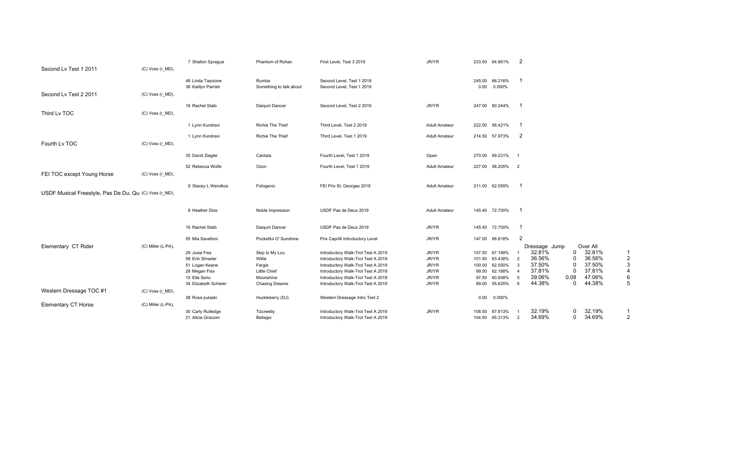| Class | Judge | Rider | Horse | Test | Division | Score | Percent | Place | Dressage | Jump | Over All | Final Place |
|---|---|---|---|---|---|---|---|---|---|---|---|---|
| | | 7 Shallon Sprague | Phantom of Rohan | First Level, Test 3 2019 | JR/YR | 233.50 | 64.861% | 2 | | | | |
| Second Lv Test 1 2011 | (C) Voss (r_MD), | | | | | | | | | | | |
| | | 48 Linda Tascione | Rumba | Second Level, Test 1 2019 | | 245.00 | 66.216% | 1 | | | | |
| | | 36 Kaitlyn Parrish | Something to talk about | Second Level, Test 1 2019 | | 0.00 | 0.000% | | | | | |
| Second Lv Test 2 2011 | (C) Voss (r_MD), | | | | | | | | | | | |
| | | 16 Rachel Staib | Daiquiri Dancer | Second Level, Test 2 2019 | JR/YR | 247.00 | 60.244% | 1 | | | | |
| Third Lv TOC | (C) Voss (r_MD), | | | | | | | | | | | |
| | | 1 Lynn Kundravi | Richie The Thief | Third Level, Test 2 2019 | Adult Amateur | 222.00 | 58.421% | 1 | | | | |
| | | 1 Lynn Kundravi | Richie The Thief | Third Level, Test 1 2019 | Adult Amateur | 214.50 | 57.973% | 2 | | | | |
| Fourth Lv TOC | (C) Voss (r_MD), | | | | | | | | | | | |
| | | 35 David Ziegler | Cantata | Fourth Level, Test 1 2019 | Open | 270.00 | 69.231% | 1 | | | | |
| | | 52 Rebecca Wolfe | Ozon | Fourth Level, Test 1 2019 | Adult Amateur | 227.00 | 58.205% | 2 | | | | |
| FEI TOC except Young Horse | (C) Voss (r_MD), | | | | | | | | | | | |
| | | 9 Stacey L Wendkos | Fotogenic | FEI Prix St. Georges 2018 | Adult Amateur | 211.00 | 62.059% | 1 | | | | |
| USDF Musical Freestyle, Pas De Du, Qu | (C) Voss (r_MD), | | | | | | | | | | | |
| | | 8 Heather Dice | Noble Impression | USDF Pas de Deux 2019 | Adult Amateur | 145.40 | 72.700% | 1 | | | | |
| | | 16 Rachel Staib | Daiquiri Dancer | USDF Pas de Deux 2019 | JR/YR | 145.40 | 72.700% | 1 | | | | |
| | | 55 Mia Savelloni | Pocketful O' Sunshine | Prix Caprilli Introductory Level | JR/YR | 147.00 | 66.818% | 2 | | | | |
| Elementary CT Rider | (C) Miller (L-PA), | | | | | | | | Dressage | Jump | Over All | |
| | | 29 Josie Fiss | Skip to My Lou | Introductory Walk-Trot Test A 2019 | JR/YR | 107.50 | 67.188% | 1 | 32.81% | 0 | 32.81% | 1 |
| | | 58 Erin Shrader | Willie | Introductory Walk-Trot Test A 2019 | JR/YR | 101.50 | 63.438% | 2 | 36.56% | 0 | 36.56% | 2 |
| | | 51 Logan Keane | Fergie | Introductory Walk-Trot Test A 2019 | JR/YR | 100.00 | 62.500% | 3 | 37.50% | 0 | 37.50% | 3 |
| | | 28 Megan Fiss | Little Chief | Introductory Walk-Trot Test A 2019 | JR/YR | 99.50 | 62.188% | 4 | 37.81% | 0 | 37.81% | 4 |
| | | 15 Ella Serio | Moonshine | Introductory Walk-Trot Test A 2019 | JR/YR | 97.50 | 60.938% | 5 | 39.06% | 0.08 | 47.06% | 6 |
| | | 34 Elizabeth Schisler | Chasing Dreams | Introductory Walk-Trot Test A 2019 | JR/YR | 89.00 | 55.625% | 6 | 44.38% | 0 | 44.38% | 5 |
| Western Dressage TOC #1 | (C) Voss (r_MD), | | | | | | | | | | | |
| | | 38 Rose pulaski | Huckleberry (DJ) | Western Dressage Intro Test 2 | | 0.00 | 0.000% | | | | | |
| Elementary CT Horse | (C) Miller (L-PA), | | | | | | | | | | | |
| | | 30 Carly Rutledge | Tizcreetly | Introductory Walk-Trot Test A 2019 | JR/YR | 108.50 | 67.813% | 1 | 32.19% | 0 | 32.19% | 1 |
| | | 21 Alicia Griscom | Bellagio | Introductory Walk-Trot Test A 2019 | | 104.50 | 65.313% | 2 | 34.69% | 0 | 34.69% | 2 |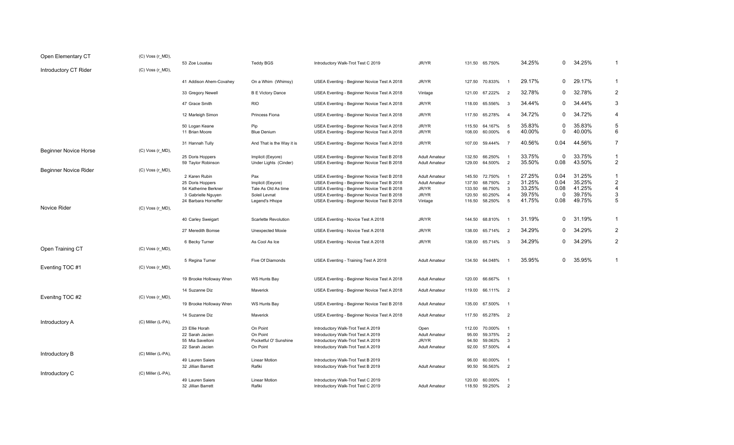| | | | | | | | | | | | | | |
|---|---|---|---|---|---|---|---|---|---|---|---|---|---|
| Open Elementary CT | (C) Voss (r_MD), | 53 Zoe Loustau | Teddy BGS | Introductory Walk-Trot Test C 2019 | JR/YR | 131.50 | 65.750% | | 34.25% | 0 | 34.25% | 1 |
| Introductory CT Rider | (C) Voss (r_MD), | | | | | | | | | | | |
| | | 41 Addison Ahem-Covahey | On a Whim (Whimsy) | USEA Eventing - Beginner Novice Test A 2018 | JR/YR | 127.50 | 70.833% | 1 | 29.17% | 0 | 29.17% | 1 |
| | | 33 Gregory Newell | B E Victory Dance | USEA Eventing - Beginner Novice Test A 2018 | Vintage | 121.00 | 67.222% | 2 | 32.78% | 0 | 32.78% | 2 |
| | | 47 Grace Smith | RIO | USEA Eventing - Beginner Novice Test A 2018 | JR/YR | 118.00 | 65.556% | 3 | 34.44% | 0 | 34.44% | 3 |
| | | 12 Marleigh Simon | Princess Fiona | USEA Eventing - Beginner Novice Test A 2018 | JR/YR | 117.50 | 65.278% | 4 | 34.72% | 0 | 34.72% | 4 |
| | | 50 Logan Keane | Pip | USEA Eventing - Beginner Novice Test A 2018 | JR/YR | 115.50 | 64.167% | 5 | 35.83% | 0 | 35.83% | 5 |
| | | 11 Brian Moore | Blue Denium | USEA Eventing - Beginner Novice Test A 2018 | JR/YR | 108.00 | 60.000% | 6 | 40.00% | 0 | 40.00% | 6 |
| | | 31 Hannah Tully | And That is the Way it is | USEA Eventing - Beginner Novice Test A 2018 | JR/YR | 107.00 | 59.444% | 7 | 40.56% | 0.04 | 44.56% | 7 |
| Beginner Novice Horse | (C) Voss (r_MD), | | | | | | | | | | | |
| | | 25 Doris Hoppers | Implicit (Eeyore) | USEA Eventing - Beginner Novice Test B 2018 | Adult Amateur | 132.50 | 66.250% | 1 | 33.75% | 0 | 33.75% | 1 |
| | | 59 Taylor Robinson | Under Lights (Cinder) | USEA Eventing - Beginner Novice Test B 2018 | Adult Amateur | 129.00 | 64.500% | 2 | 35.50% | 0.08 | 43.50% | 2 |
| Beginner Novice Rider | (C) Voss (r_MD), | | | | | | | | | | | |
| | | 2 Karen Rubin | Pax | USEA Eventing - Beginner Novice Test B 2018 | Adult Amateur | 145.50 | 72.750% | 1 | 27.25% | 0.04 | 31.25% | 1 |
| | | 25 Doris Hoppers | Implicit (Eeyore) | USEA Eventing - Beginner Novice Test B 2018 | Adult Amateur | 137.50 | 68.750% | 2 | 31.25% | 0.04 | 35.25% | 2 |
| | | 54 Katherine Berkner | Tale As Old As time | USEA Eventing - Beginner Novice Test B 2018 | JR/YR | 133.50 | 66.750% | 3 | 33.25% | 0.08 | 41.25% | 4 |
| | | 3 Gabrielle Nguyen | Soleil Levnat | USEA Eventing - Beginner Novice Test B 2018 | JR/YR | 120.50 | 60.250% | 4 | 39.75% | 0 | 39.75% | 3 |
| | | 24 Barbara Horneffer | Legend's Hhope | USEA Eventing - Beginner Novice Test B 2018 | Vintage | 116.50 | 58.250% | 5 | 41.75% | 0.08 | 49.75% | 5 |
| Novice Rider | (C) Voss (r_MD), | | | | | | | | | | | |
| | | 40 Carley Sweigart | Scarlette Revolution | USEA Eventing - Novice Test A 2018 | JR/YR | 144.50 | 68.810% | 1 | 31.19% | 0 | 31.19% | 1 |
| | | 27 Meredith Bomse | Unexpected Moxie | USEA Eventing - Novice Test A 2018 | JR/YR | 138.00 | 65.714% | 2 | 34.29% | 0 | 34.29% | 2 |
| | | 6 Becky Turner | As Cool As Ice | USEA Eventing - Novice Test A 2018 | JR/YR | 138.00 | 65.714% | 3 | 34.29% | 0 | 34.29% | 2 |
| Open Training CT | (C) Voss (r_MD), | | | | | | | | | | | |
| | | 5 Regina Turner | Five Of Diamonds | USEA Eventing - Training Test A 2018 | Adult Amateur | 134.50 | 64.048% | 1 | 35.95% | 0 | 35.95% | 1 |
| Eventing TOC #1 | (C) Voss (r_MD), | | | | | | | | | | | |
| | | 19 Brooke Holloway Wren | WS Hunts Bay | USEA Eventing - Beginner Novice Test A 2018 | Adult Amateur | 120.00 | 66.667% | 1 | | | | |
| | | 14 Suzanne Diz | Maverick | USEA Eventing - Beginner Novice Test A 2018 | Adult Amateur | 119.00 | 66.111% | 2 | | | | |
| Evenitng TOC #2 | (C) Voss (r_MD), | | | | | | | | | | | |
| | | 19 Brooke Holloway Wren | WS Hunts Bay | USEA Eventing - Beginner Novice Test B 2018 | Adult Amateur | 135.00 | 67.500% | 1 | | | | |
| | | 14 Suzanne Diz | Maverick | USEA Eventing - Beginner Novice Test A 2018 | Adult Amateur | 117.50 | 65.278% | 2 | | | | |
| Introductory A | (C) Miller (L-PA), | | | | | | | | | | | |
| | | 23 Ellie Horah | On Point | Introductory Walk-Trot Test A 2019 | Open | 112.00 | 70.000% | 1 | | | | |
| | | 22 Sarah Jacien | On Point | Introductory Walk-Trot Test A 2019 | Adult Amateur | 95.00 | 59.375% | 2 | | | | |
| | | 55 Mia Savelloni | Pocketful O' Sunshine | Introductory Walk-Trot Test A 2019 | JR/YR | 94.50 | 59.063% | 3 | | | | |
| | | 22 Sarah Jacien | On Point | Introductory Walk-Trot Test A 2019 | Adult Amateur | 92.00 | 57.500% | 4 | | | | |
| Introductory B | (C) Miller (L-PA), | | | | | | | | | | | |
| | | 49 Lauren Saiers | Linear Motion | Introductory Walk-Trot Test B 2019 | | 96.00 | 60.000% | 1 | | | | |
| | | 32 Jillian Barrett | Rafiki | Introductory Walk-Trot Test B 2019 | Adult Amateur | 90.50 | 56.563% | 2 | | | | |
| Introductory C | (C) Miller (L-PA), | | | | | | | | | | | |
| | | 49 Lauren Saiers | Linear Motion | Introductory Walk-Trot Test C 2019 | | 120.00 | 60.000% | 1 | | | | |
| | | 32 Jillian Barrett | Rafiki | Introductory Walk-Trot Test C 2019 | Adult Amateur | 118.50 | 59.250% | 2 | | | | |